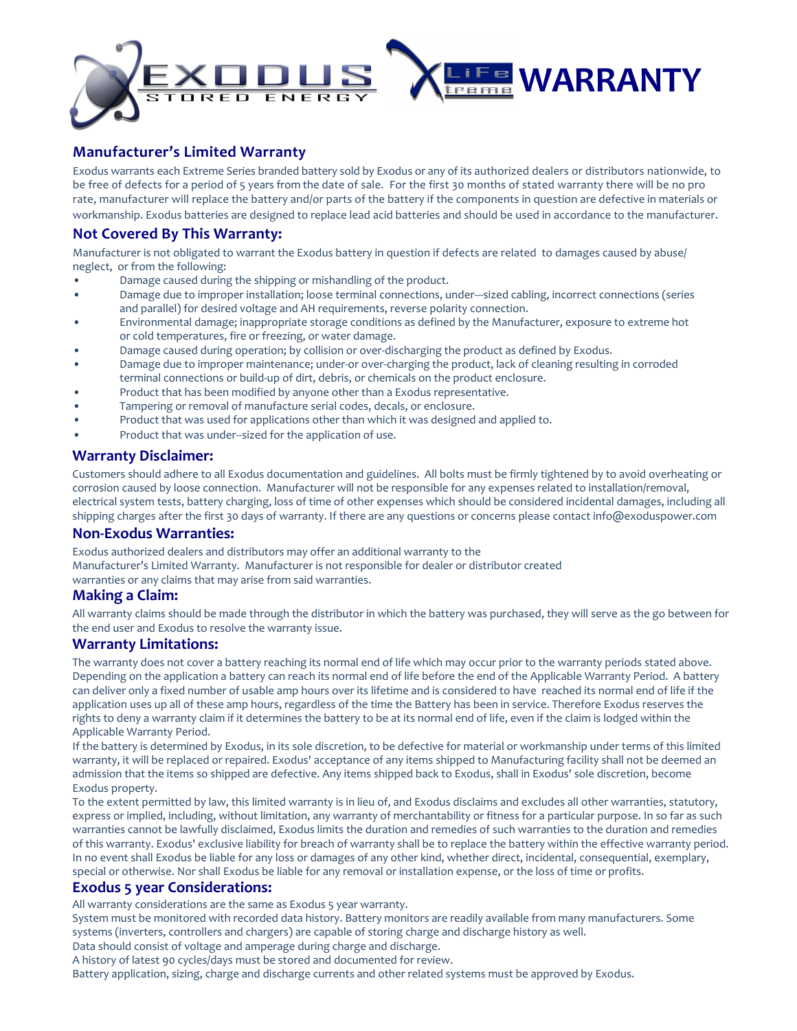# WARRANTY

## Manufacturer's Limited Warranty

Exodus warrants each Extreme Series branded battery sold by Exodus or any of its authorized dealers or distributors nationwide, to be free of defects for a period of 5 years from the date of sale. For the first 30 months of stated warranty there will be no pro rate, manufacturer will replace the battery and/or parts of the battery if the components in question are defective in materials or workmanship. Exodus batteries are designed to replace lead acid batteries and should be used in accordance to the manufacturer.

## Not Covered By This Warranty:

Manufacturer is not obligated to warrant the Exodus battery in question if defects are related to damages caused by abuse/ neglect, or from the following:

- Damage caused during the shipping or mishandling of the product.
- Damage due to improper installation; loose terminal connections, under-‐sized cabling, incorrect connections (series and parallel) for desired voltage and AH requirements, reverse polarity connection.
- Environmental damage; inappropriate storage conditions as defined by the Manufacturer, exposure to extreme hot or cold temperatures, fire or freezing, or water damage.
- Damage caused during operation; by collision or over-discharging the product as defined by Exodus.
- Damage due to improper maintenance; under-or over-charging the product, lack of cleaning resulting in corroded terminal connections or build-up of dirt, debris, or chemicals on the product enclosure.
- Product that has been modified by anyone other than a Exodus representative.
- Tampering or removal of manufacture serial codes, decals, or enclosure.
- Product that was used for applications other than which it was designed and applied to.
- Product that was under-‐sized for the application of use.

## Warranty Disclaimer:

Customers should adhere to all Exodus documentation and guidelines. All bolts must be firmly tightened by to avoid overheating or corrosion caused by loose connection. Manufacturer will not be responsible for any expenses related to installation/removal, electrical system tests, battery charging, loss of time of other expenses which should be considered incidental damages, including all shipping charges after the first 30 days of warranty. If there are any questions or concerns please contact info@exoduspower.com

## Non-Exodus Warranties:

Exodus authorized dealers and distributors may offer an additional warranty to the Manufacturer's Limited Warranty. Manufacturer is not responsible for dealer or distributor created warranties or any claims that may arise from said warranties.

## Making a Claim:

All warranty claims should be made through the distributor in which the battery was purchased, they will serve as the go between for the end user and Exodus to resolve the warranty issue.

## Warranty Limitations:

The warranty does not cover a battery reaching its normal end of life which may occur prior to the warranty periods stated above. Depending on the application a battery can reach its normal end of life before the end of the Applicable Warranty Period. A battery can deliver only a fixed number of usable amp hours over its lifetime and is considered to have reached its normal end of life if the application uses up all of these amp hours, regardless of the time the Battery has been in service. Therefore Exodus reserves the rights to deny a warranty claim if it determines the battery to be at its normal end of life, even if the claim is lodged within the Applicable Warranty Period.

If the battery is determined by Exodus, in its sole discretion, to be defective for material or workmanship under terms of this limited warranty, it will be replaced or repaired. Exodus' acceptance of any items shipped to Manufacturing facility shall not be deemed an admission that the items so shipped are defective. Any items shipped back to Exodus, shall in Exodus' sole discretion, become Exodus property.

To the extent permitted by law, this limited warranty is in lieu of, and Exodus disclaims and excludes all other warranties, statutory, express or implied, including, without limitation, any warranty of merchantability or fitness for a particular purpose. In so far as such warranties cannot be lawfully disclaimed, Exodus limits the duration and remedies of such warranties to the duration and remedies of this warranty. Exodus' exclusive liability for breach of warranty shall be to replace the battery within the effective warranty period. In no event shall Exodus be liable for any loss or damages of any other kind, whether direct, incidental, consequential, exemplary, special or otherwise. Nor shall Exodus be liable for any removal or installation expense, or the loss of time or profits.

## Exodus 5 year Considerations:

All warranty considerations are the same as Exodus 5 year warranty.
System must be monitored with recorded data history. Battery monitors are readily available from many manufacturers. Some systems (inverters, controllers and chargers) are capable of storing charge and discharge history as well.
Data should consist of voltage and amperage during charge and discharge.
A history of latest 90 cycles/days must be stored and documented for review.
Battery application, sizing, charge and discharge currents and other related systems must be approved by Exodus.